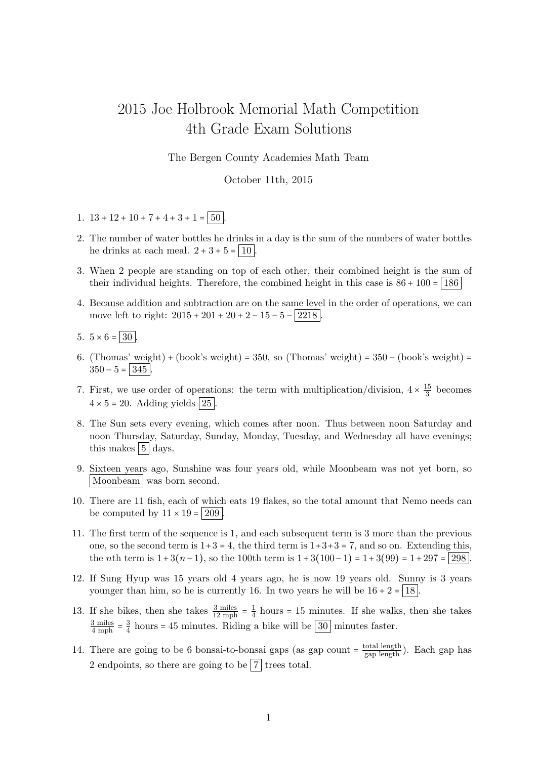# 2015 Joe Holbrook Memorial Math Competition
# 4th Grade Exam Solutions

The Bergen County Academies Math Team

October 11th, 2015

1. $13 + 12 + 10 + 7 + 4 + 3 + 1 = \boxed{50}$.

2. The number of water bottles he drinks in a day is the sum of the numbers of water bottles he drinks at each meal. $2 + 3 + 5 = \boxed{10}$.

3. When 2 people are standing on top of each other, their combined height is the sum of their individual heights. Therefore, the combined height in this case is $86 + 100 = \boxed{186}$

4. Because addition and subtraction are on the same level in the order of operations, we can move left to right: $2015 + 201 + 20 + 2 - 15 - 5 - \boxed{2218}$.

5. $5 \times 6 = \boxed{30}$.

6. (Thomas' weight) + (book's weight) = 350, so (Thomas' weight) = 350 − (book's weight) = $350 - 5 = \boxed{345}$.

7. First, we use order of operations: the term with multiplication/division, $4 \times \frac{15}{3}$ becomes $4 \times 5 = 20$. Adding yields $\boxed{25}$.

8. The Sun sets every evening, which comes after noon. Thus between noon Saturday and noon Thursday, Saturday, Sunday, Monday, Tuesday, and Wednesday all have evenings; this makes $\boxed{5}$ days.

9. Sixteen years ago, Sunshine was four years old, while Moonbeam was not yet born, so $\boxed{\text{Moonbeam}}$ was born second.

10. There are 11 fish, each of which eats 19 flakes, so the total amount that Nemo needs can be computed by $11 \times 19 = \boxed{209}$.

11. The first term of the sequence is 1, and each subsequent term is 3 more than the previous one, so the second term is $1+3 = 4$, the third term is $1+3+3 = 7$, and so on. Extending this, the $n$th term is $1+3(n-1)$, so the 100th term is $1+3(100-1) = 1+3(99) = 1+297 = \boxed{298}$.

12. If Sung Hyup was 15 years old 4 years ago, he is now 19 years old. Sunny is 3 years younger than him, so he is currently 16. In two years he will be $16 + 2 = \boxed{18}$.

13. If she bikes, then she takes $\frac{3 \text{ miles}}{12 \text{ mph}} = \frac{1}{4}$ hours = 15 minutes. If she walks, then she takes $\frac{3 \text{ miles}}{4 \text{ mph}} = \frac{3}{4}$ hours = 45 minutes. Riding a bike will be $\boxed{30}$ minutes faster.

14. There are going to be 6 bonsai-to-bonsai gaps (as gap count = $\frac{\text{total length}}{\text{gap length}}$). Each gap has 2 endpoints, so there are going to be $\boxed{7}$ trees total.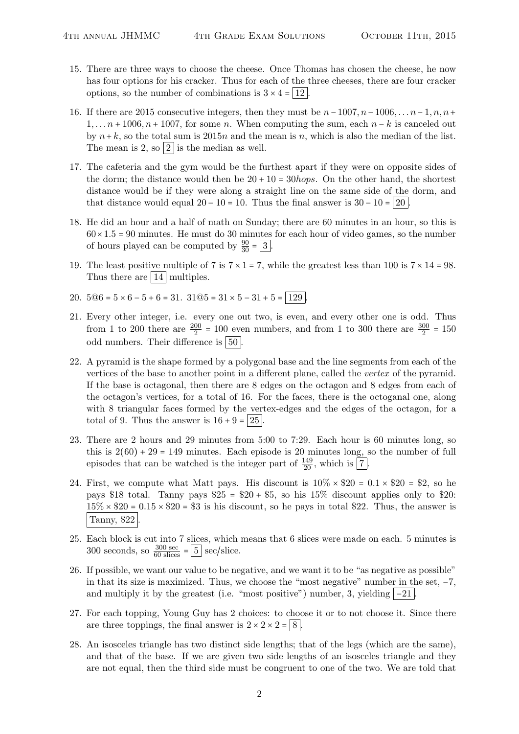15. There are three ways to choose the cheese. Once Thomas has chosen the cheese, he now has four options for his cracker. Thus for each of the three cheeses, there are four cracker options, so the number of combinations is $3 \times 4 = \boxed{12}$.

16. If there are 2015 consecutive integers, then they must be $n-1007, n-1006, \ldots n-1, n, n+1, \ldots n+1006, n+1007$, for some $n$. When computing the sum, each $n-k$ is canceled out by $n+k$, so the total sum is $2015n$ and the mean is $n$, which is also the median of the list. The mean is 2, so $\boxed{2}$ is the median as well.

17. The cafeteria and the gym would be the furthest apart if they were on opposite sides of the dorm; the distance would then be $20 + 10 = 30 hops$. On the other hand, the shortest distance would be if they were along a straight line on the same side of the dorm, and that distance would equal $20 - 10 = 10$. Thus the final answer is $30 - 10 = \boxed{20}$.

18. He did an hour and a half of math on Sunday; there are 60 minutes in an hour, so this is $60 \times 1.5 = 90$ minutes. He must do 30 minutes for each hour of video games, so the number of hours played can be computed by $\frac{90}{30} = \boxed{3}$.

19. The least positive multiple of 7 is $7 \times 1 = 7$, while the greatest less than 100 is $7 \times 14 = 98$. Thus there are $\boxed{14}$ multiples.

20. $5@6 = 5 \times 6 - 5 + 6 = 31$. $31@5 = 31 \times 5 - 31 + 5 = \boxed{129}$.

21. Every other integer, i.e. every one out two, is even, and every other one is odd. Thus from 1 to 200 there are $\frac{200}{2} = 100$ even numbers, and from 1 to 300 there are $\frac{300}{2} = 150$ odd numbers. Their difference is $\boxed{50}$.

22. A pyramid is the shape formed by a polygonal base and the line segments from each of the vertices of the base to another point in a different plane, called the *vertex* of the pyramid. If the base is octagonal, then there are 8 edges on the octagon and 8 edges from each of the octagon's vertices, for a total of 16. For the faces, there is the octoganal one, along with 8 triangular faces formed by the vertex-edges and the edges of the octagon, for a total of 9. Thus the answer is $16 + 9 = \boxed{25}$.

23. There are 2 hours and 29 minutes from 5:00 to 7:29. Each hour is 60 minutes long, so this is $2(60) + 29 = 149$ minutes. Each episode is 20 minutes long, so the number of full episodes that can be watched is the integer part of $\frac{149}{20}$, which is $\boxed{7}$.

24. First, we compute what Matt pays. His discount is $10\% \times \$20 = 0.1 \times \$20 = \$2$, so he pays \$18 total. Tanny pays $\$25 = \$20 + \$5$, so his 15% discount applies only to \$20: $15\% \times \$20 = 0.15 \times \$20 = \$3$ is his discount, so he pays in total \$22. Thus, the answer is $\boxed{\text{Tanny, \$22}}$.

25. Each block is cut into 7 slices, which means that 6 slices were made on each. 5 minutes is 300 seconds, so $\frac{300 \text{ sec}}{60 \text{ slices}} = \boxed{5}$ sec/slice.

26. If possible, we want our value to be negative, and we want it to be "as negative as possible" in that its size is maximized. Thus, we choose the "most negative" number in the set, $-7$, and multiply it by the greatest (i.e. "most positive") number, 3, yielding $\boxed{-21}$.

27. For each topping, Young Guy has 2 choices: to choose it or to not choose it. Since there are three toppings, the final answer is $2 \times 2 \times 2 = \boxed{8}$.

28. An isosceles triangle has two distinct side lengths; that of the legs (which are the same), and that of the base. If we are given two side lengths of an isosceles triangle and they are not equal, then the third side must be congruent to one of the two. We are told that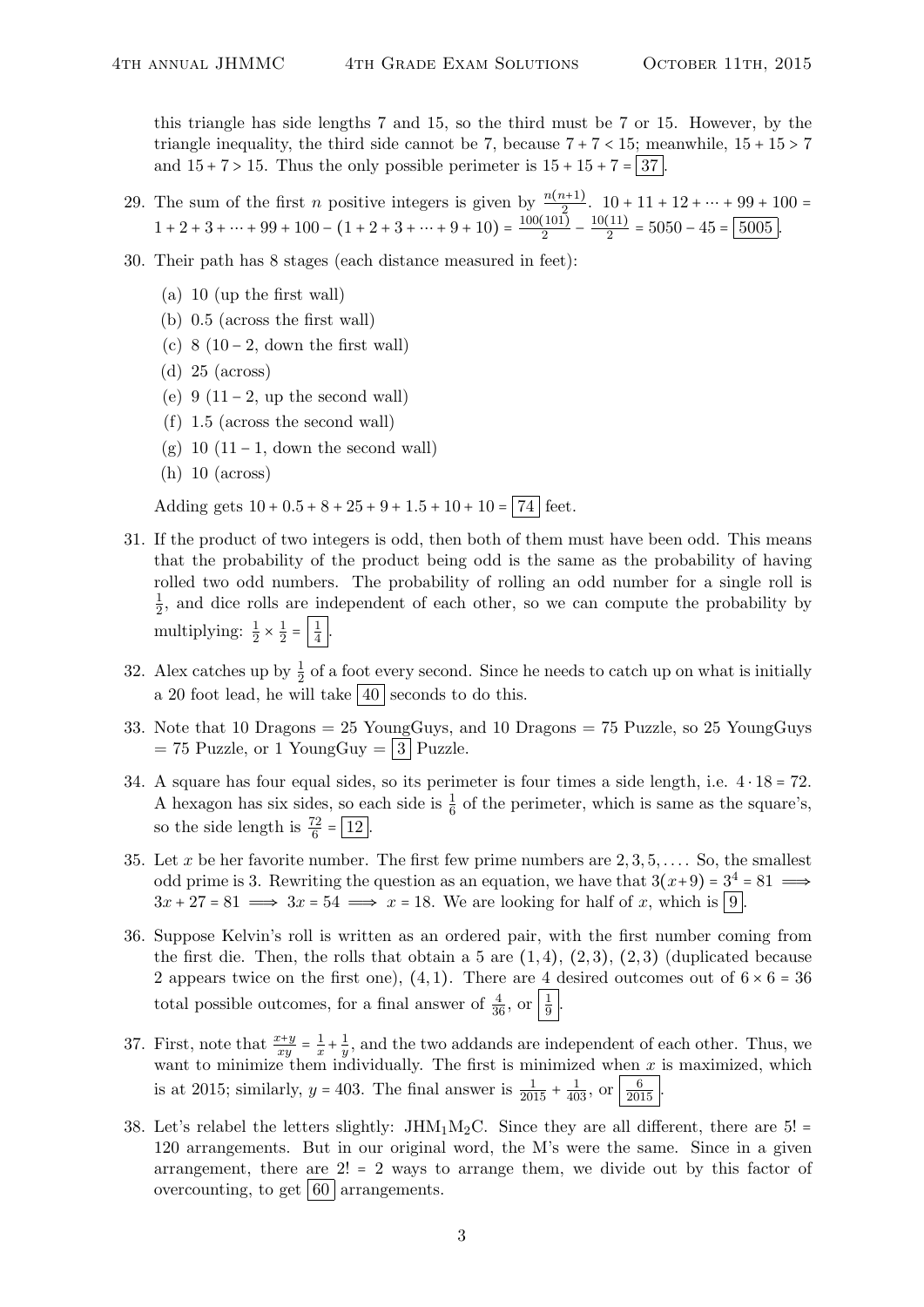this triangle has side lengths 7 and 15, so the third must be 7 or 15. However, by the triangle inequality, the third side cannot be 7, because $7 + 7 < 15$; meanwhile, $15 + 15 > 7$ and $15 + 7 > 15$. Thus the only possible perimeter is $15 + 15 + 7 = \boxed{37}$.

29. The sum of the first $n$ positive integers is given by $\frac{n(n+1)}{2}$. $10 + 11 + 12 + \cdots + 99 + 100 = 1 + 2 + 3 + \cdots + 99 + 100 - (1 + 2 + 3 + \cdots + 9 + 10) = \frac{100(101)}{2} - \frac{10(11)}{2} = 5050 - 45 = \boxed{5005}$.

30. Their path has 8 stages (each distance measured in feet):

    (a) 10 (up the first wall)
    (b) 0.5 (across the first wall)
    (c) 8 ($10 - 2$, down the first wall)
    (d) 25 (across)
    (e) 9 ($11 - 2$, up the second wall)
    (f) 1.5 (across the second wall)
    (g) 10 ($11 - 1$, down the second wall)
    (h) 10 (across)

    Adding gets $10 + 0.5 + 8 + 25 + 9 + 1.5 + 10 + 10 = \boxed{74}$ feet.

31. If the product of two integers is odd, then both of them must have been odd. This means that the probability of the product being odd is the same as the probability of having rolled two odd numbers. The probability of rolling an odd number for a single roll is $\frac{1}{2}$, and dice rolls are independent of each other, so we can compute the probability by multiplying: $\frac{1}{2} \times \frac{1}{2} = \boxed{\frac{1}{4}}$.

32. Alex catches up by $\frac{1}{2}$ of a foot every second. Since he needs to catch up on what is initially a 20 foot lead, he will take $\boxed{40}$ seconds to do this.

33. Note that 10 Dragons = 25 YoungGuys, and 10 Dragons = 75 Puzzle, so 25 YoungGuys = 75 Puzzle, or 1 YoungGuy = $\boxed{3}$ Puzzle.

34. A square has four equal sides, so its perimeter is four times a side length, i.e. $4 \cdot 18 = 72$. A hexagon has six sides, so each side is $\frac{1}{6}$ of the perimeter, which is same as the square's, so the side length is $\frac{72}{6} = \boxed{12}$.

35. Let $x$ be her favorite number. The first few prime numbers are $2, 3, 5, \ldots$. So, the smallest odd prime is 3. Rewriting the question as an equation, we have that $3(x+9) = 3^4 = 81 \implies 3x + 27 = 81 \implies 3x = 54 \implies x = 18$. We are looking for half of $x$, which is $\boxed{9}$.

36. Suppose Kelvin's roll is written as an ordered pair, with the first number coming from the first die. Then, the rolls that obtain a 5 are $(1, 4)$, $(2, 3)$, $(2, 3)$ (duplicated because 2 appears twice on the first one), $(4, 1)$. There are 4 desired outcomes out of $6 \times 6 = 36$ total possible outcomes, for a final answer of $\frac{4}{36}$, or $\boxed{\frac{1}{9}}$.

37. First, note that $\frac{x+y}{xy} = \frac{1}{x} + \frac{1}{y}$, and the two addands are independent of each other. Thus, we want to minimize them individually. The first is minimized when $x$ is maximized, which is at 2015; similarly, $y = 403$. The final answer is $\frac{1}{2015} + \frac{1}{403}$, or $\boxed{\frac{6}{2015}}$.

38. Let's relabel the letters slightly: $\text{JHM}_1\text{M}_2\text{C}$. Since they are all different, there are $5! = 120$ arrangements. But in our original word, the M's were the same. Since in a given arrangement, there are $2! = 2$ ways to arrange them, we divide out by this factor of overcounting, to get $\boxed{60}$ arrangements.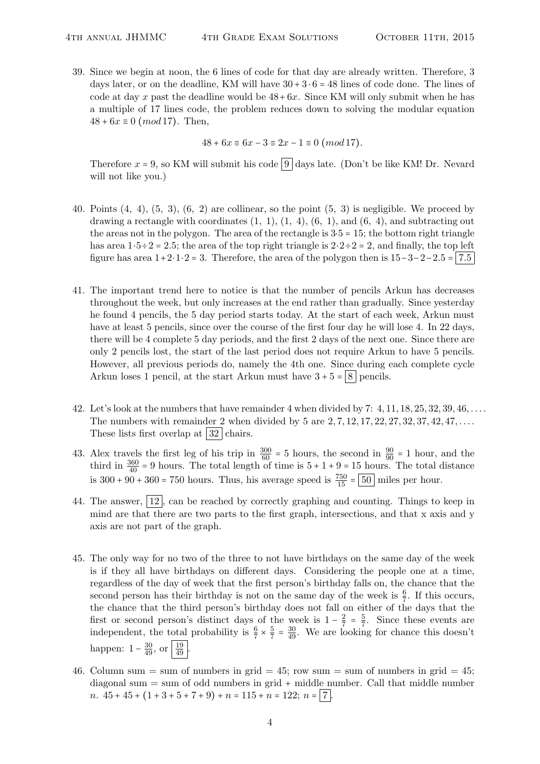39. Since we begin at noon, the 6 lines of code for that day are already written. Therefore, 3 days later, or on the deadline, KM will have $30 + 3 \cdot 6 = 48$ lines of code done. The lines of code at day $x$ past the deadline would be $48 + 6x$. Since KM will only submit when he has a multiple of 17 lines code, the problem reduces down to solving the modular equation $48 + 6x \equiv 0 \ (mod\, 17)$. Then,

$$48 + 6x \equiv 6x - 3 \equiv 2x - 1 \equiv 0 \ (mod\, 17).$$

Therefore $x = 9$, so KM will submit his code $\boxed{9}$ days late. (Don't be like KM! Dr. Nevard will not like you.)

40. Points (4, 4), (5, 3), (6, 2) are collinear, so the point (5, 3) is negligible. We proceed by drawing a rectangle with coordinates (1, 1), (1, 4), (6, 1), and (6, 4), and subtracting out the areas not in the polygon. The area of the rectangle is $3 \cdot 5 = 15$; the bottom right triangle has area $1 \cdot 5 \div 2 = 2.5$; the area of the top right triangle is $2 \cdot 2 \div 2 = 2$, and finally, the top left figure has area $1 + 2 \cdot 1 \cdot 2 = 3$. Therefore, the area of the polygon then is $15 - 3 - 2 - 2.5 = \boxed{7.5}$

41. The important trend here to notice is that the number of pencils Arkun has decreases throughout the week, but only increases at the end rather than gradually. Since yesterday he found 4 pencils, the 5 day period starts today. At the start of each week, Arkun must have at least 5 pencils, since over the course of the first four day he will lose 4. In 22 days, there will be 4 complete 5 day periods, and the first 2 days of the next one. Since there are only 2 pencils lost, the start of the last period does not require Arkun to have 5 pencils. However, all previous periods do, namely the 4th one. Since during each complete cycle Arkun loses 1 pencil, at the start Arkun must have $3 + 5 = \boxed{8}$ pencils.

42. Let's look at the numbers that have remainder 4 when divided by 7: $4, 11, 18, 25, 32, 39, 46, \ldots$. The numbers with remainder 2 when divided by 5 are $2, 7, 12, 17, 22, 27, 32, 37, 42, 47, \ldots$. These lists first overlap at $\boxed{32}$ chairs.

43. Alex travels the first leg of his trip in $\frac{300}{60} = 5$ hours, the second in $\frac{90}{90} = 1$ hour, and the third in $\frac{360}{40} = 9$ hours. The total length of time is $5 + 1 + 9 = 15$ hours. The total distance is $300 + 90 + 360 = 750$ hours. Thus, his average speed is $\frac{750}{15} = \boxed{50}$ miles per hour.

44. The answer, $\boxed{12}$, can be reached by correctly graphing and counting. Things to keep in mind are that there are two parts to the first graph, intersections, and that x axis and y axis are not part of the graph.

45. The only way for no two of the three to not have birthdays on the same day of the week is if they all have birthdays on different days. Considering the people one at a time, regardless of the day of week that the first person's birthday falls on, the chance that the second person has their birthday is not on the same day of the week is $\frac{6}{7}$. If this occurs, the chance that the third person's birthday does not fall on either of the days that the first or second person's distinct days of the week is $1 - \frac{2}{7} = \frac{5}{7}$. Since these events are independent, the total probability is $\frac{6}{7} \times \frac{5}{7} = \frac{30}{49}$. We are looking for chance this doesn't happen: $1 - \frac{30}{49}$, or $\boxed{\frac{19}{49}}$.

46. Column sum = sum of numbers in grid = 45; row sum = sum of numbers in grid = 45; diagonal sum = sum of odd numbers in grid + middle number. Call that middle number $n$. $45 + 45 + (1 + 3 + 5 + 7 + 9) + n = 115 + n = 122$; $n = \boxed{7}$.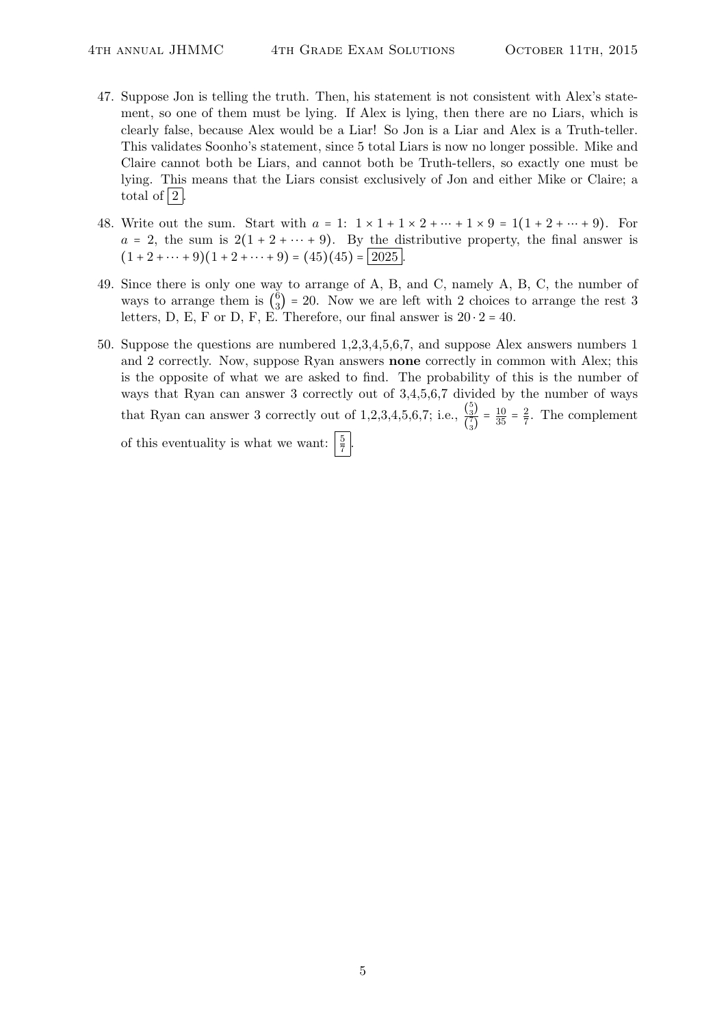47. Suppose Jon is telling the truth. Then, his statement is not consistent with Alex's statement, so one of them must be lying. If Alex is lying, then there are no Liars, which is clearly false, because Alex would be a Liar! So Jon is a Liar and Alex is a Truth-teller. This validates Soonho's statement, since 5 total Liars is now no longer possible. Mike and Claire cannot both be Liars, and cannot both be Truth-tellers, so exactly one must be lying. This means that the Liars consist exclusively of Jon and either Mike or Claire; a total of $\boxed{2}$.

48. Write out the sum. Start with $a = 1$: $1 \times 1 + 1 \times 2 + \cdots + 1 \times 9 = 1(1 + 2 + \cdots + 9)$. For $a = 2$, the sum is $2(1 + 2 + \cdots + 9)$. By the distributive property, the final answer is $(1 + 2 + \cdots + 9)(1 + 2 + \cdots + 9) = (45)(45) = \boxed{2025}$.

49. Since there is only one way to arrange of A, B, and C, namely A, B, C, the number of ways to arrange them is $\binom{6}{3} = 20$. Now we are left with 2 choices to arrange the rest 3 letters, D, E, F or D, F, E. Therefore, our final answer is $20 \cdot 2 = 40$.

50. Suppose the questions are numbered 1,2,3,4,5,6,7, and suppose Alex answers numbers 1 and 2 correctly. Now, suppose Ryan answers **none** correctly in common with Alex; this is the opposite of what we are asked to find. The probability of this is the number of ways that Ryan can answer 3 correctly out of 3,4,5,6,7 divided by the number of ways that Ryan can answer 3 correctly out of 1,2,3,4,5,6,7; i.e., $\frac{\binom{5}{3}}{\binom{7}{3}} = \frac{10}{35} = \frac{2}{7}$. The complement of this eventuality is what we want: $\boxed{\frac{5}{7}}$.